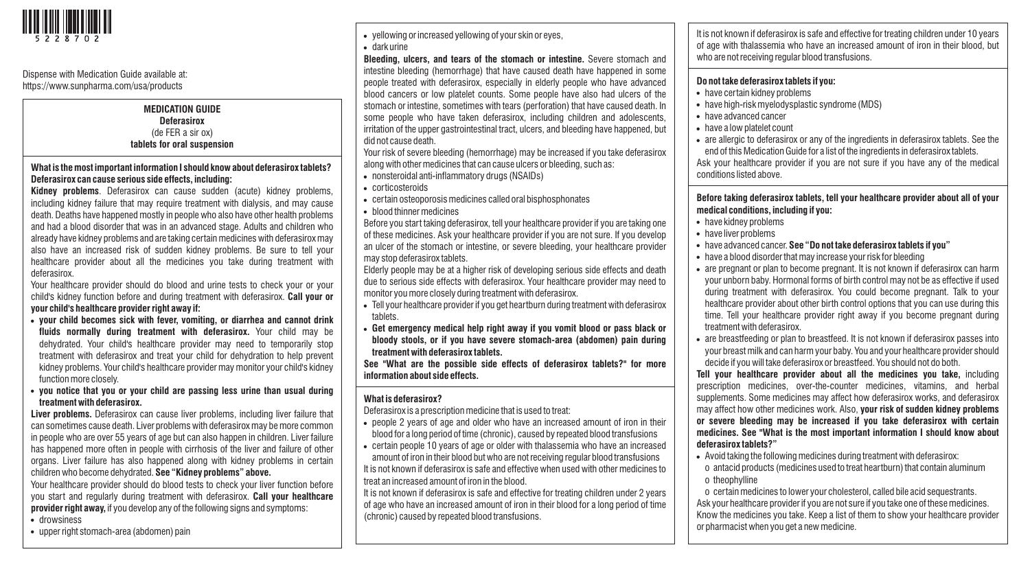Dispense with Medication Guide available at: https://www.sunpharma.com/usa/products

# MEDICATION GUIDE
## Deferasirox
(de FER a sir ox)
**tablets for oral suspension**

**What is the most important information I should know about deferasirox tablets?**
**Deferasirox can cause serious side effects, including:**

**Kidney problems**. Deferasirox can cause sudden (acute) kidney problems, including kidney failure that may require treatment with dialysis, and may cause death. Deaths have happened mostly in people who also have other health problems and had a blood disorder that was in an advanced stage. Adults and children who already have kidney problems and are taking certain medicines with deferasirox may also have an increased risk of sudden kidney problems. Be sure to tell your healthcare provider about all the medicines you take during treatment with deferasirox.

Your healthcare provider should do blood and urine tests to check your or your child's kidney function before and during treatment with deferasirox. **Call your or your child's healthcare provider right away if:**

- **your child becomes sick with fever, vomiting, or diarrhea and cannot drink fluids normally during treatment with deferasirox.** Your child may be dehydrated. Your child's healthcare provider may need to temporarily stop treatment with deferasirox and treat your child for dehydration to help prevent kidney problems. Your child's healthcare provider may monitor your child's kidney function more closely.
- **you notice that you or your child are passing less urine than usual during treatment with deferasirox.**

**Liver problems.** Deferasirox can cause liver problems, including liver failure that can sometimes cause death. Liver problems with deferasirox may be more common in people who are over 55 years of age but can also happen in children. Liver failure has happened more often in people with cirrhosis of the liver and failure of other organs. Liver failure has also happened along with kidney problems in certain children who become dehydrated. **See "Kidney problems" above.**

Your healthcare provider should do blood tests to check your liver function before you start and regularly during treatment with deferasirox. **Call your healthcare provider right away,** if you develop any of the following signs and symptoms:

- drowsiness
- upper right stomach-area (abdomen) pain
- yellowing or increased yellowing of your skin or eyes,
- dark urine

**Bleeding, ulcers, and tears of the stomach or intestine.** Severe stomach and intestine bleeding (hemorrhage) that have caused death have happened in some people treated with deferasirox, especially in elderly people who have advanced blood cancers or low platelet counts. Some people have also had ulcers of the stomach or intestine, sometimes with tears (perforation) that have caused death. In some people who have taken deferasirox, including children and adolescents, irritation of the upper gastrointestinal tract, ulcers, and bleeding have happened, but did not cause death.

Your risk of severe bleeding (hemorrhage) may be increased if you take deferasirox along with other medicines that can cause ulcers or bleeding, such as:

- nonsteroidal anti-inflammatory drugs (NSAIDs)
- corticosteroids
- certain osteoporosis medicines called oral bisphosphonates
- blood thinner medicines

Before you start taking deferasirox, tell your healthcare provider if you are taking one of these medicines. Ask your healthcare provider if you are not sure. If you develop an ulcer of the stomach or intestine, or severe bleeding, your healthcare provider may stop deferasirox tablets.

Elderly people may be at a higher risk of developing serious side effects and death due to serious side effects with deferasirox. Your healthcare provider may need to monitor you more closely during treatment with deferasirox.

- Tell your healthcare provider if you get heartburn during treatment with deferasirox tablets.
- **Get emergency medical help right away if you vomit blood or pass black or bloody stools, or if you have severe stomach-area (abdomen) pain during treatment with deferasirox tablets.**

**See "What are the possible side effects of deferasirox tablets?" for more information about side effects.**

**What is deferasirox?**

Deferasirox is a prescription medicine that is used to treat:

- people 2 years of age and older who have an increased amount of iron in their blood for a long period of time (chronic), caused by repeated blood transfusions
- certain people 10 years of age or older with thalassemia who have an increased amount of iron in their blood but who are not receiving regular blood transfusions

It is not known if deferasirox is safe and effective when used with other medicines to treat an increased amount of iron in the blood.

It is not known if deferasirox is safe and effective for treating children under 2 years of age who have an increased amount of iron in their blood for a long period of time (chronic) caused by repeated blood transfusions.

It is not known if deferasirox is safe and effective for treating children under 10 years of age with thalassemia who have an increased amount of iron in their blood, but who are not receiving regular blood transfusions.

**Do not take deferasirox tablets if you:**

- have certain kidney problems
- have high-risk myelodysplastic syndrome (MDS)
- have advanced cancer
- have a low platelet count
- are allergic to deferasirox or any of the ingredients in deferasirox tablets. See the end of this Medication Guide for a list of the ingredients in deferasirox tablets.

Ask your healthcare provider if you are not sure if you have any of the medical conditions listed above.

**Before taking deferasirox tablets, tell your healthcare provider about all of your medical conditions, including if you:**

- have kidney problems
- have liver problems
- have advanced cancer. **See "Do not take deferasirox tablets if you"**
- have a blood disorder that may increase your risk for bleeding
- are pregnant or plan to become pregnant. It is not known if deferasirox can harm your unborn baby. Hormonal forms of birth control may not be as effective if used during treatment with deferasirox. You could become pregnant. Talk to your healthcare provider about other birth control options that you can use during this time. Tell your healthcare provider right away if you become pregnant during treatment with deferasirox.
- are breastfeeding or plan to breastfeed. It is not known if deferasirox passes into your breast milk and can harm your baby. You and your healthcare provider should decide if you will take deferasirox or breastfeed. You should not do both.

**Tell your healthcare provider about all the medicines you take,** including prescription medicines, over-the-counter medicines, vitamins, and herbal supplements. Some medicines may affect how deferasirox works, and deferasirox may affect how other medicines work. Also, **your risk of sudden kidney problems or severe bleeding may be increased if you take deferasirox with certain medicines. See "What is the most important information I should know about deferasirox tablets?"**

- Avoid taking the following medicines during treatment with deferasirox:
  - o antacid products (medicines used to treat heartburn) that contain aluminum
  - o theophylline
  - o certain medicines to lower your cholesterol, called bile acid sequestrants.

Ask your healthcare provider if you are not sure if you take one of these medicines. Know the medicines you take. Keep a list of them to show your healthcare provider or pharmacist when you get a new medicine.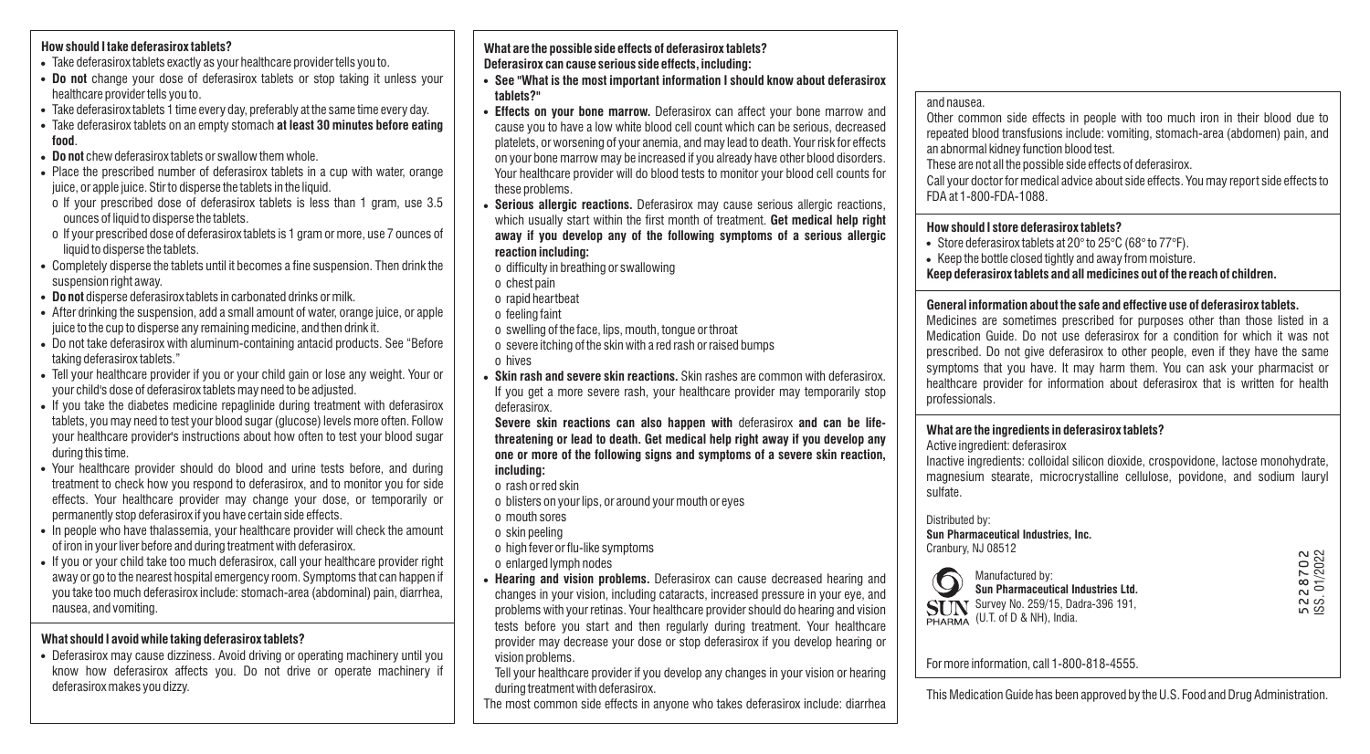### How should I take deferasirox tablets?

- Take deferasirox tablets exactly as your healthcare provider tells you to.
- **Do not** change your dose of deferasirox tablets or stop taking it unless your healthcare provider tells you to.
- Take deferasirox tablets 1 time every day, preferably at the same time every day.
- Take deferasirox tablets on an empty stomach **at least 30 minutes before eating food**.
- **Do not** chew deferasirox tablets or swallow them whole.
- Place the prescribed number of deferasirox tablets in a cup with water, orange juice, or apple juice. Stir to disperse the tablets in the liquid.
  - o If your prescribed dose of deferasirox tablets is less than 1 gram, use 3.5 ounces of liquid to disperse the tablets.
  - o If your prescribed dose of deferasirox tablets is 1 gram or more, use 7 ounces of liquid to disperse the tablets.
- Completely disperse the tablets until it becomes a fine suspension. Then drink the suspension right away.
- **Do not** disperse deferasirox tablets in carbonated drinks or milk.
- After drinking the suspension, add a small amount of water, orange juice, or apple juice to the cup to disperse any remaining medicine, and then drink it.
- Do not take deferasirox with aluminum-containing antacid products. See "Before taking deferasirox tablets."
- Tell your healthcare provider if you or your child gain or lose any weight. Your or your child's dose of deferasirox tablets may need to be adjusted.
- If you take the diabetes medicine repaglinide during treatment with deferasirox tablets, you may need to test your blood sugar (glucose) levels more often. Follow your healthcare provider's instructions about how often to test your blood sugar during this time.
- Your healthcare provider should do blood and urine tests before, and during treatment to check how you respond to deferasirox, and to monitor you for side effects. Your healthcare provider may change your dose, or temporarily or permanently stop deferasirox if you have certain side effects.
- In people who have thalassemia, your healthcare provider will check the amount of iron in your liver before and during treatment with deferasirox.
- If you or your child take too much deferasirox, call your healthcare provider right away or go to the nearest hospital emergency room. Symptoms that can happen if you take too much deferasirox include: stomach-area (abdominal) pain, diarrhea, nausea, and vomiting.

### What should I avoid while taking deferasirox tablets?

- Deferasirox may cause dizziness. Avoid driving or operating machinery until you know how deferasirox affects you. Do not drive or operate machinery if deferasirox makes you dizzy.

### What are the possible side effects of deferasirox tablets?

**Deferasirox can cause serious side effects, including:**

- **See "What is the most important information I should know about deferasirox tablets?"**
- **Effects on your bone marrow.** Deferasirox can affect your bone marrow and cause you to have a low white blood cell count which can be serious, decreased platelets, or worsening of your anemia, and may lead to death. Your risk for effects on your bone marrow may be increased if you already have other blood disorders. Your healthcare provider will do blood tests to monitor your blood cell counts for these problems.
- **Serious allergic reactions.** Deferasirox may cause serious allergic reactions, which usually start within the first month of treatment. **Get medical help right away if you develop any of the following symptoms of a serious allergic reaction including:**
  - o difficulty in breathing or swallowing
  - o chest pain
  - o rapid heartbeat
  - o feeling faint
  - o swelling of the face, lips, mouth, tongue or throat
  - o severe itching of the skin with a red rash or raised bumps
  - o hives
- **Skin rash and severe skin reactions.** Skin rashes are common with deferasirox. If you get a more severe rash, your healthcare provider may temporarily stop deferasirox.

  **Severe skin reactions can also happen with** deferasirox **and can be life-threatening or lead to death. Get medical help right away if you develop any one or more of the following signs and symptoms of a severe skin reaction, including:**
  - o rash or red skin
  - o blisters on your lips, or around your mouth or eyes
  - o mouth sores
  - o skin peeling
  - o high fever or flu-like symptoms
  - o enlarged lymph nodes
- **Hearing and vision problems.** Deferasirox can cause decreased hearing and changes in your vision, including cataracts, increased pressure in your eye, and problems with your retinas. Your healthcare provider should do hearing and vision tests before you start and then regularly during treatment. Your healthcare provider may decrease your dose or stop deferasirox if you develop hearing or vision problems.

  Tell your healthcare provider if you develop any changes in your vision or hearing during treatment with deferasirox.

The most common side effects in anyone who takes deferasirox include: diarrhea and nausea.

Other common side effects in people with too much iron in their blood due to repeated blood transfusions include: vomiting, stomach-area (abdomen) pain, and an abnormal kidney function blood test.

These are not all the possible side effects of deferasirox.

Call your doctor for medical advice about side effects. You may report side effects to FDA at 1-800-FDA-1088.

### How should I store deferasirox tablets?

- Store deferasirox tablets at 20° to 25°C (68° to 77°F).
- Keep the bottle closed tightly and away from moisture.

**Keep deferasirox tablets and all medicines out of the reach of children.**

### General information about the safe and effective use of deferasirox tablets.

Medicines are sometimes prescribed for purposes other than those listed in a Medication Guide. Do not use deferasirox for a condition for which it was not prescribed. Do not give deferasirox to other people, even if they have the same symptoms that you have. It may harm them. You can ask your pharmacist or healthcare provider for information about deferasirox that is written for health professionals.

### What are the ingredients in deferasirox tablets?

Active ingredient: deferasirox

Inactive ingredients: colloidal silicon dioxide, crospovidone, lactose monohydrate, magnesium stearate, microcrystalline cellulose, povidone, and sodium lauryl sulfate.

Distributed by:
**Sun Pharmaceutical Industries, Inc.**
Cranbury, NJ 08512

Manufactured by:
**Sun Pharmaceutical Industries Ltd.**
Survey No. 259/15, Dadra-396 191,
(U.T. of D & NH), India.

5228702
ISS. 01/2022

For more information, call 1-800-818-4555.

This Medication Guide has been approved by the U.S. Food and Drug Administration.